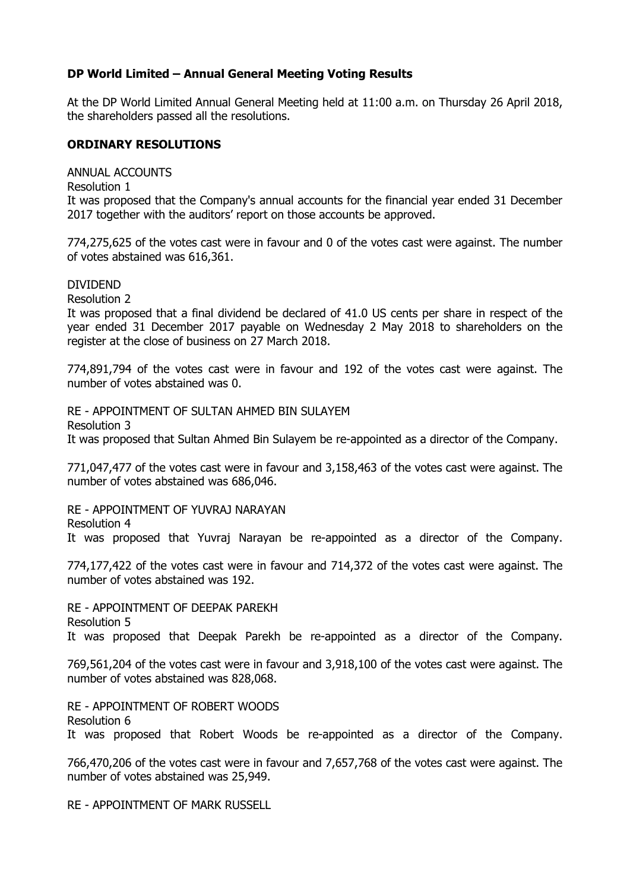## DP World Limited – Annual General Meeting Voting Results

At the DP World Limited Annual General Meeting held at 11:00 a.m. on Thursday 26 April 2018, the shareholders passed all the resolutions.

### ORDINARY RESOLUTIONS

ANNUAL ACCOUNTS

Resolution 1

It was proposed that the Company's annual accounts for the financial year ended 31 December 2017 together with the auditors' report on those accounts be approved.

774,275,625 of the votes cast were in favour and 0 of the votes cast were against. The number of votes abstained was 616,361.

DIVIDEND

Resolution 2

It was proposed that a final dividend be declared of 41.0 US cents per share in respect of the year ended 31 December 2017 payable on Wednesday 2 May 2018 to shareholders on the register at the close of business on 27 March 2018.

774,891,794 of the votes cast were in favour and 192 of the votes cast were against. The number of votes abstained was 0.

RE - APPOINTMENT OF SULTAN AHMED BIN SULAYEM

Resolution 3

It was proposed that Sultan Ahmed Bin Sulayem be re-appointed as a director of the Company.

771,047,477 of the votes cast were in favour and 3,158,463 of the votes cast were against. The number of votes abstained was 686,046.

RE - APPOINTMENT OF YUVRAJ NARAYAN

Resolution 4

It was proposed that Yuvraj Narayan be re-appointed as a director of the Company.

774,177,422 of the votes cast were in favour and 714,372 of the votes cast were against. The number of votes abstained was 192.

RE - APPOINTMENT OF DEEPAK PAREKH

Resolution 5

It was proposed that Deepak Parekh be re-appointed as a director of the Company.

769,561,204 of the votes cast were in favour and 3,918,100 of the votes cast were against. The number of votes abstained was 828,068.

RE - APPOINTMENT OF ROBERT WOODS

Resolution 6

It was proposed that Robert Woods be re-appointed as a director of the Company.

766,470,206 of the votes cast were in favour and 7,657,768 of the votes cast were against. The number of votes abstained was 25,949.

RE - APPOINTMENT OF MARK RUSSELL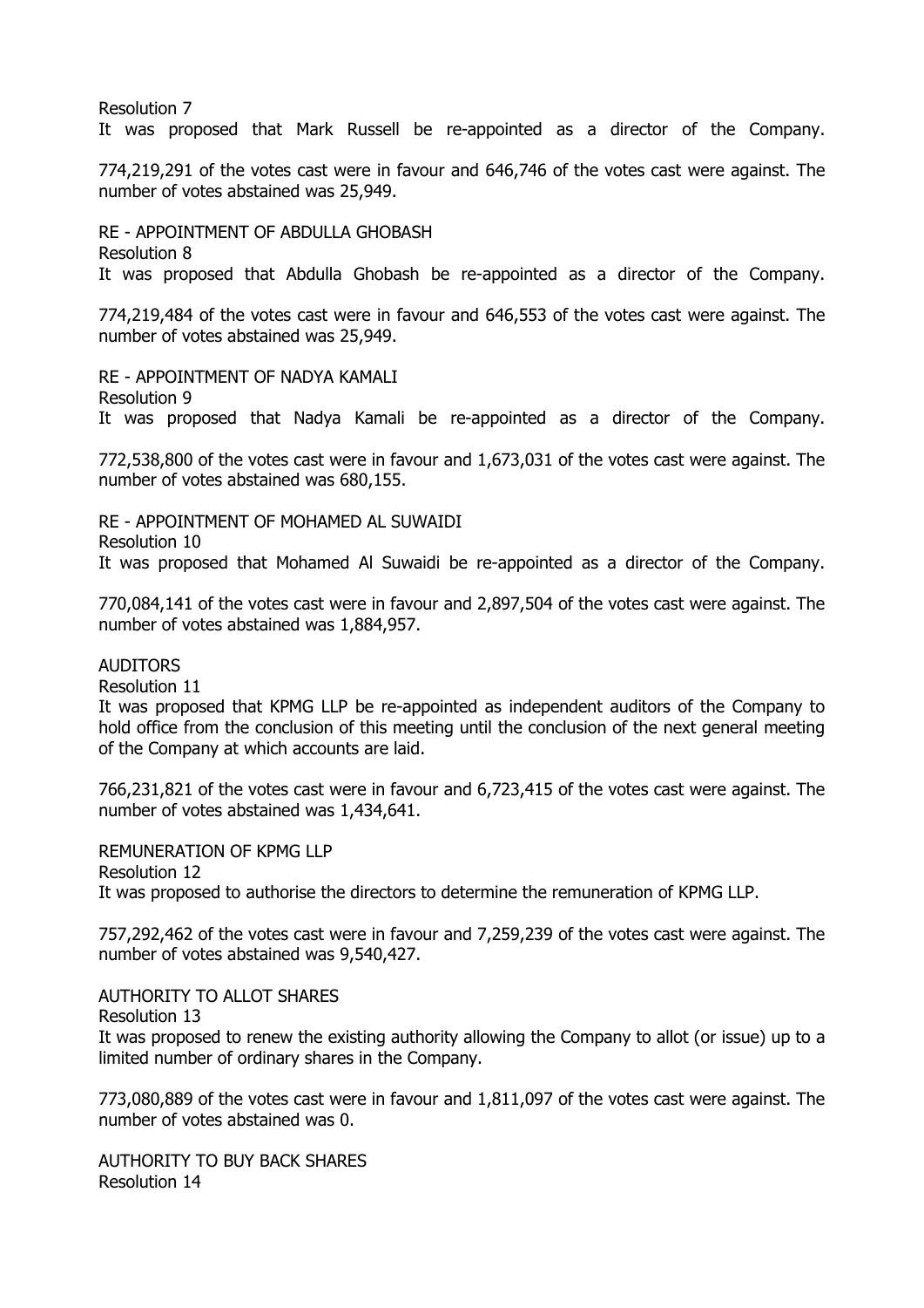Resolution 7

It was proposed that Mark Russell be re-appointed as a director of the Company.

774,219,291 of the votes cast were in favour and 646,746 of the votes cast were against. The number of votes abstained was 25,949.

RE - APPOINTMENT OF ABDULLA GHOBASH

Resolution 8

It was proposed that Abdulla Ghobash be re-appointed as a director of the Company.

774,219,484 of the votes cast were in favour and 646,553 of the votes cast were against. The number of votes abstained was 25,949.

RE - APPOINTMENT OF NADYA KAMALI

Resolution 9

It was proposed that Nadya Kamali be re-appointed as a director of the Company.

772,538,800 of the votes cast were in favour and 1,673,031 of the votes cast were against. The number of votes abstained was 680,155.

RE - APPOINTMENT OF MOHAMED AL SUWAIDI

Resolution 10

It was proposed that Mohamed Al Suwaidi be re-appointed as a director of the Company.

770,084,141 of the votes cast were in favour and 2,897,504 of the votes cast were against. The number of votes abstained was 1,884,957.

AUDITORS

Resolution 11

It was proposed that KPMG LLP be re-appointed as independent auditors of the Company to hold office from the conclusion of this meeting until the conclusion of the next general meeting of the Company at which accounts are laid.

766,231,821 of the votes cast were in favour and 6,723,415 of the votes cast were against. The number of votes abstained was 1,434,641.

REMUNERATION OF KPMG LLP

Resolution 12

It was proposed to authorise the directors to determine the remuneration of KPMG LLP.

757,292,462 of the votes cast were in favour and 7,259,239 of the votes cast were against. The number of votes abstained was 9,540,427.

AUTHORITY TO ALLOT SHARES

Resolution 13

It was proposed to renew the existing authority allowing the Company to allot (or issue) up to a limited number of ordinary shares in the Company.

773,080,889 of the votes cast were in favour and 1,811,097 of the votes cast were against. The number of votes abstained was 0.

AUTHORITY TO BUY BACK SHARES

Resolution 14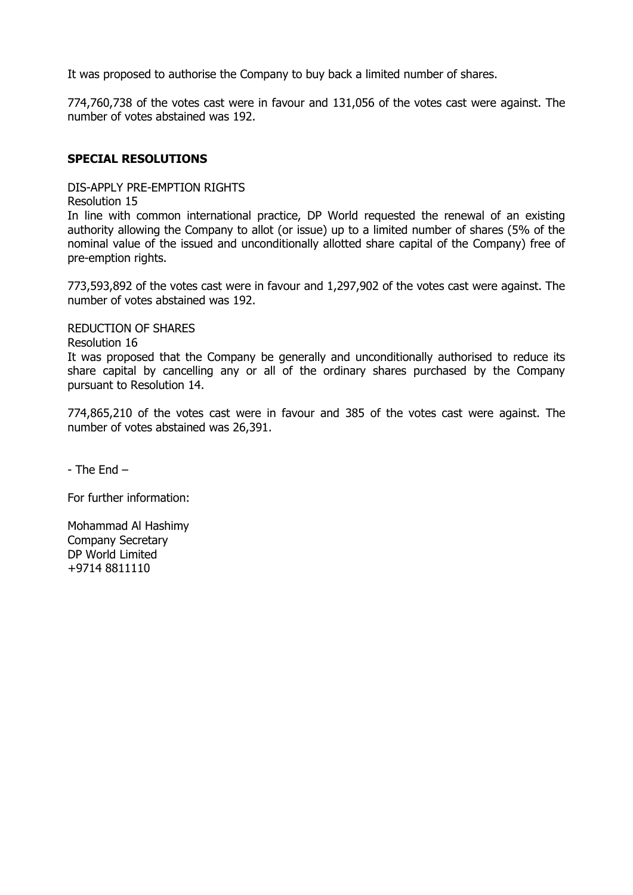It was proposed to authorise the Company to buy back a limited number of shares.

774,760,738 of the votes cast were in favour and 131,056 of the votes cast were against. The number of votes abstained was 192.

## SPECIAL RESOLUTIONS

DIS-APPLY PRE-EMPTION RIGHTS
Resolution 15
In line with common international practice, DP World requested the renewal of an existing authority allowing the Company to allot (or issue) up to a limited number of shares (5% of the nominal value of the issued and unconditionally allotted share capital of the Company) free of pre-emption rights.

773,593,892 of the votes cast were in favour and 1,297,902 of the votes cast were against. The number of votes abstained was 192.

REDUCTION OF SHARES
Resolution 16
It was proposed that the Company be generally and unconditionally authorised to reduce its share capital by cancelling any or all of the ordinary shares purchased by the Company pursuant to Resolution 14.

774,865,210 of the votes cast were in favour and 385 of the votes cast were against. The number of votes abstained was 26,391.

- The End –

For further information:

Mohammad Al Hashimy
Company Secretary
DP World Limited
+9714 8811110